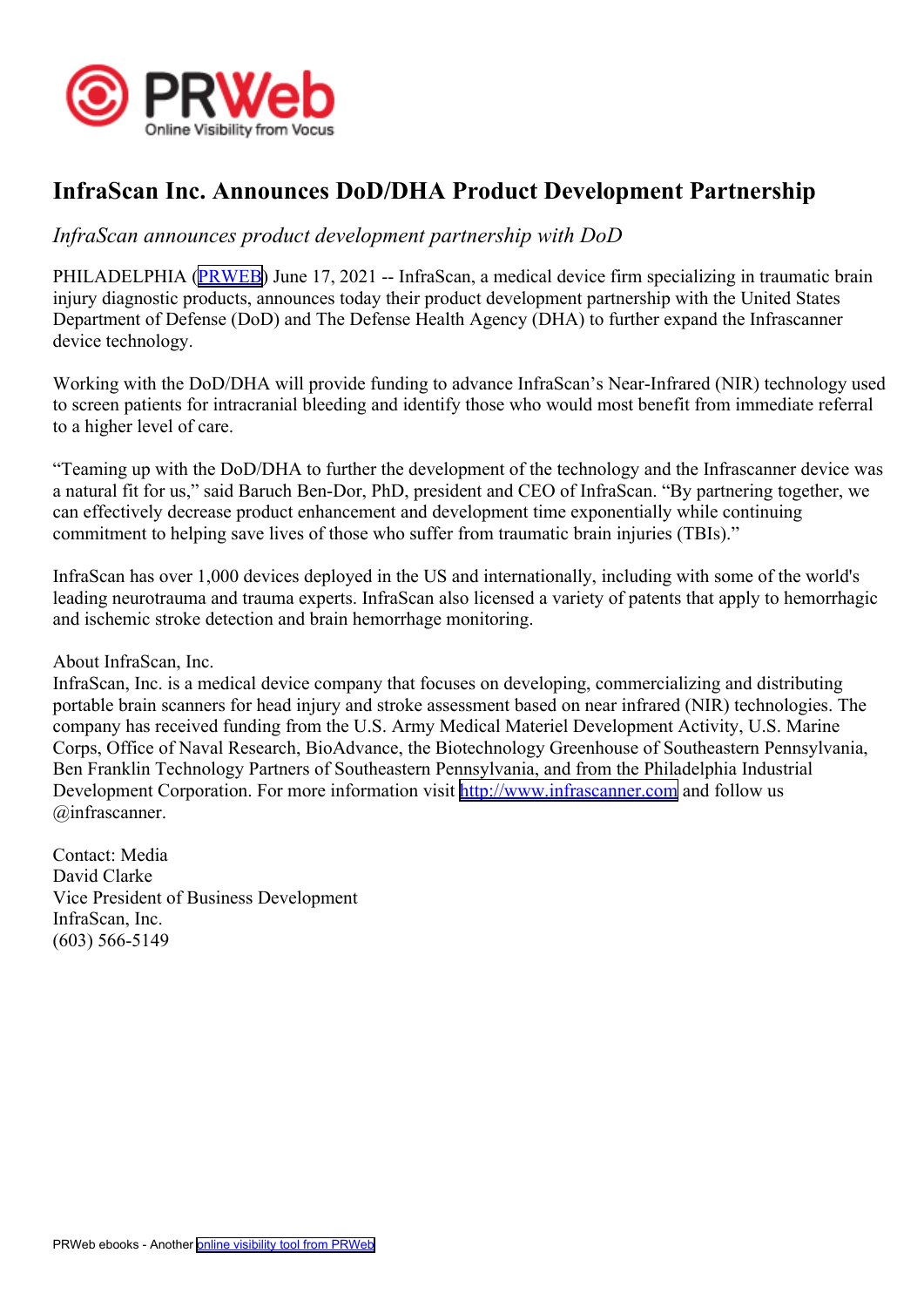# InfraScan Inc. Announces DoD/DHA Product Development Partnership

*InfraScan announces product development partnership with DoD*

PHILADELPHIA (PRWEB) June 17, 2021 -- InfraScan, a medical device firm specializing in traumatic brain injury diagnostic products, announces today their product development partnership with the United States Department of Defense (DoD) and The Defense Health Agency (DHA) to further expand the Infrascanner device technology.

Working with the DoD/DHA will provide funding to advance InfraScan's Near-Infrared (NIR) technology used to screen patients for intracranial bleeding and identify those who would most benefit from immediate referral to a higher level of care.

"Teaming up with the DoD/DHA to further the development of the technology and the Infrascanner device was a natural fit for us," said Baruch Ben-Dor, PhD, president and CEO of InfraScan. "By partnering together, we can effectively decrease product enhancement and development time exponentially while continuing commitment to helping save lives of those who suffer from traumatic brain injuries (TBIs)."

InfraScan has over 1,000 devices deployed in the US and internationally, including with some of the world's leading neurotrauma and trauma experts. InfraScan also licensed a variety of patents that apply to hemorrhagic and ischemic stroke detection and brain hemorrhage monitoring.

About InfraScan, Inc.
InfraScan, Inc. is a medical device company that focuses on developing, commercializing and distributing portable brain scanners for head injury and stroke assessment based on near infrared (NIR) technologies. The company has received funding from the U.S. Army Medical Materiel Development Activity, U.S. Marine Corps, Office of Naval Research, BioAdvance, the Biotechnology Greenhouse of Southeastern Pennsylvania, Ben Franklin Technology Partners of Southeastern Pennsylvania, and from the Philadelphia Industrial Development Corporation. For more information visit http://www.infrascanner.com and follow us @infrascanner.

Contact: Media
David Clarke
Vice President of Business Development
InfraScan, Inc.
(603) 566-5149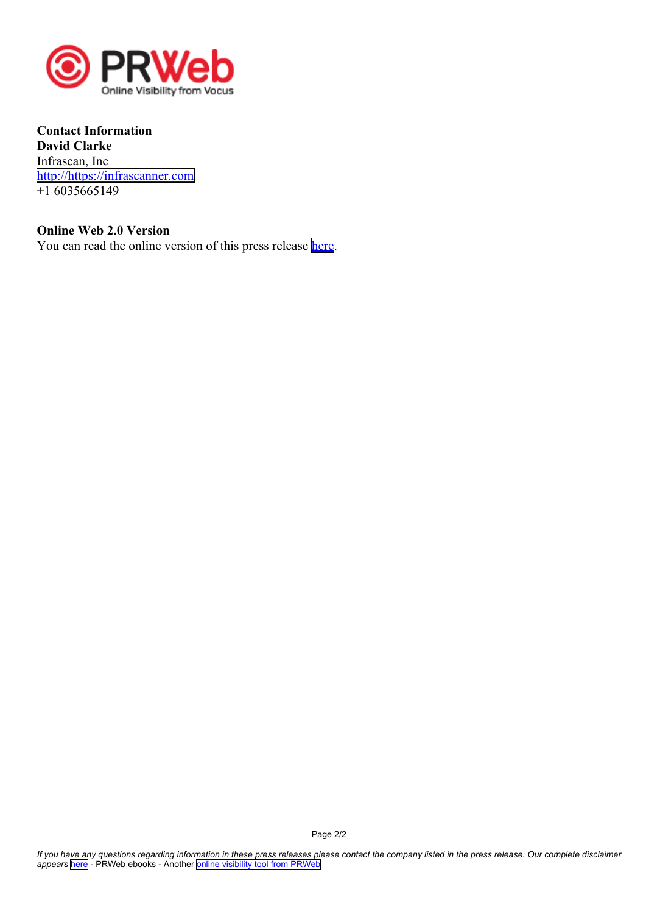**Contact Information**
**David Clarke**
Infrascan, Inc
http://https://infrascanner.com
+1 6035665149

**Online Web 2.0 Version**
You can read the online version of this press release here.

*If you have any questions regarding information in these press releases please contact the company listed in the press release. Our complete disclaimer appears* here - PRWeb ebooks - Another online visibility tool from PRWeb